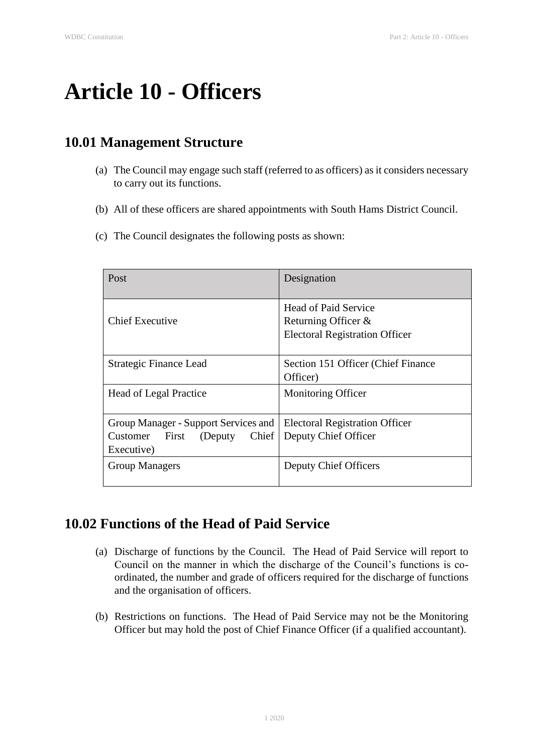# Article 10 - Officers

## 10.01 Management Structure

(a) The Council may engage such staff (referred to as officers) as it considers necessary to carry out its functions.

(b) All of these officers are shared appointments with South Hams District Council.

(c) The Council designates the following posts as shown:

| Post | Designation |
|---|---|
| Chief Executive | Head of Paid Service<br>Returning Officer &<br>Electoral Registration Officer |
| Strategic Finance Lead | Section 151 Officer (Chief Finance Officer) |
| Head of Legal Practice | Monitoring Officer |
| Group Manager - Support Services and Customer First (Deputy Chief Executive) | Electoral Registration Officer<br>Deputy Chief Officer |
| Group Managers | Deputy Chief Officers |

## 10.02 Functions of the Head of Paid Service

(a) Discharge of functions by the Council. The Head of Paid Service will report to Council on the manner in which the discharge of the Council's functions is co-ordinated, the number and grade of officers required for the discharge of functions and the organisation of officers.

(b) Restrictions on functions. The Head of Paid Service may not be the Monitoring Officer but may hold the post of Chief Finance Officer (if a qualified accountant).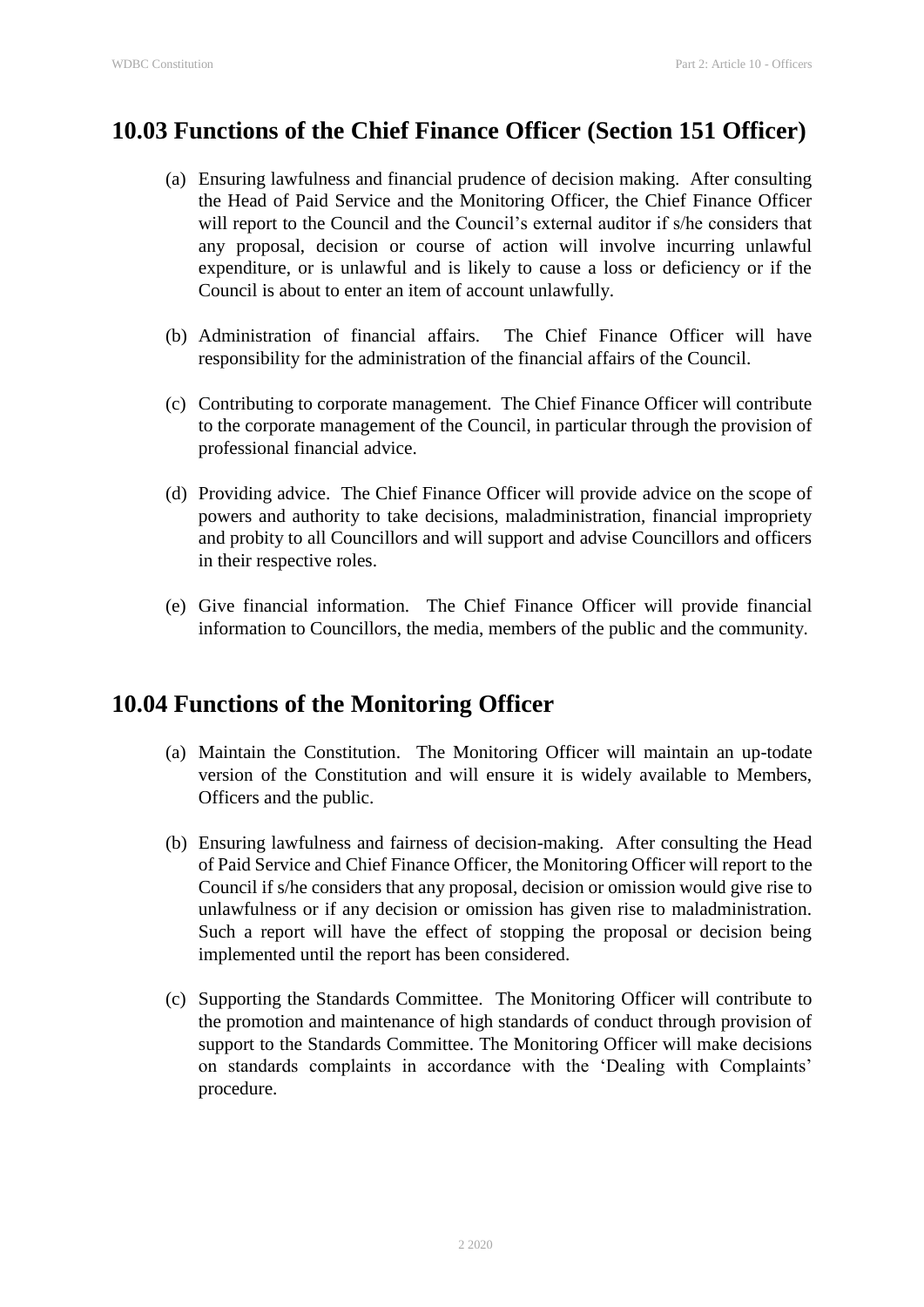## 10.03 Functions of the Chief Finance Officer (Section 151 Officer)

(a) Ensuring lawfulness and financial prudence of decision making. After consulting the Head of Paid Service and the Monitoring Officer, the Chief Finance Officer will report to the Council and the Council's external auditor if s/he considers that any proposal, decision or course of action will involve incurring unlawful expenditure, or is unlawful and is likely to cause a loss or deficiency or if the Council is about to enter an item of account unlawfully.

(b) Administration of financial affairs. The Chief Finance Officer will have responsibility for the administration of the financial affairs of the Council.

(c) Contributing to corporate management. The Chief Finance Officer will contribute to the corporate management of the Council, in particular through the provision of professional financial advice.

(d) Providing advice. The Chief Finance Officer will provide advice on the scope of powers and authority to take decisions, maladministration, financial impropriety and probity to all Councillors and will support and advise Councillors and officers in their respective roles.

(e) Give financial information. The Chief Finance Officer will provide financial information to Councillors, the media, members of the public and the community.

## 10.04 Functions of the Monitoring Officer

(a) Maintain the Constitution. The Monitoring Officer will maintain an up-todate version of the Constitution and will ensure it is widely available to Members, Officers and the public.

(b) Ensuring lawfulness and fairness of decision-making. After consulting the Head of Paid Service and Chief Finance Officer, the Monitoring Officer will report to the Council if s/he considers that any proposal, decision or omission would give rise to unlawfulness or if any decision or omission has given rise to maladministration. Such a report will have the effect of stopping the proposal or decision being implemented until the report has been considered.

(c) Supporting the Standards Committee. The Monitoring Officer will contribute to the promotion and maintenance of high standards of conduct through provision of support to the Standards Committee. The Monitoring Officer will make decisions on standards complaints in accordance with the 'Dealing with Complaints' procedure.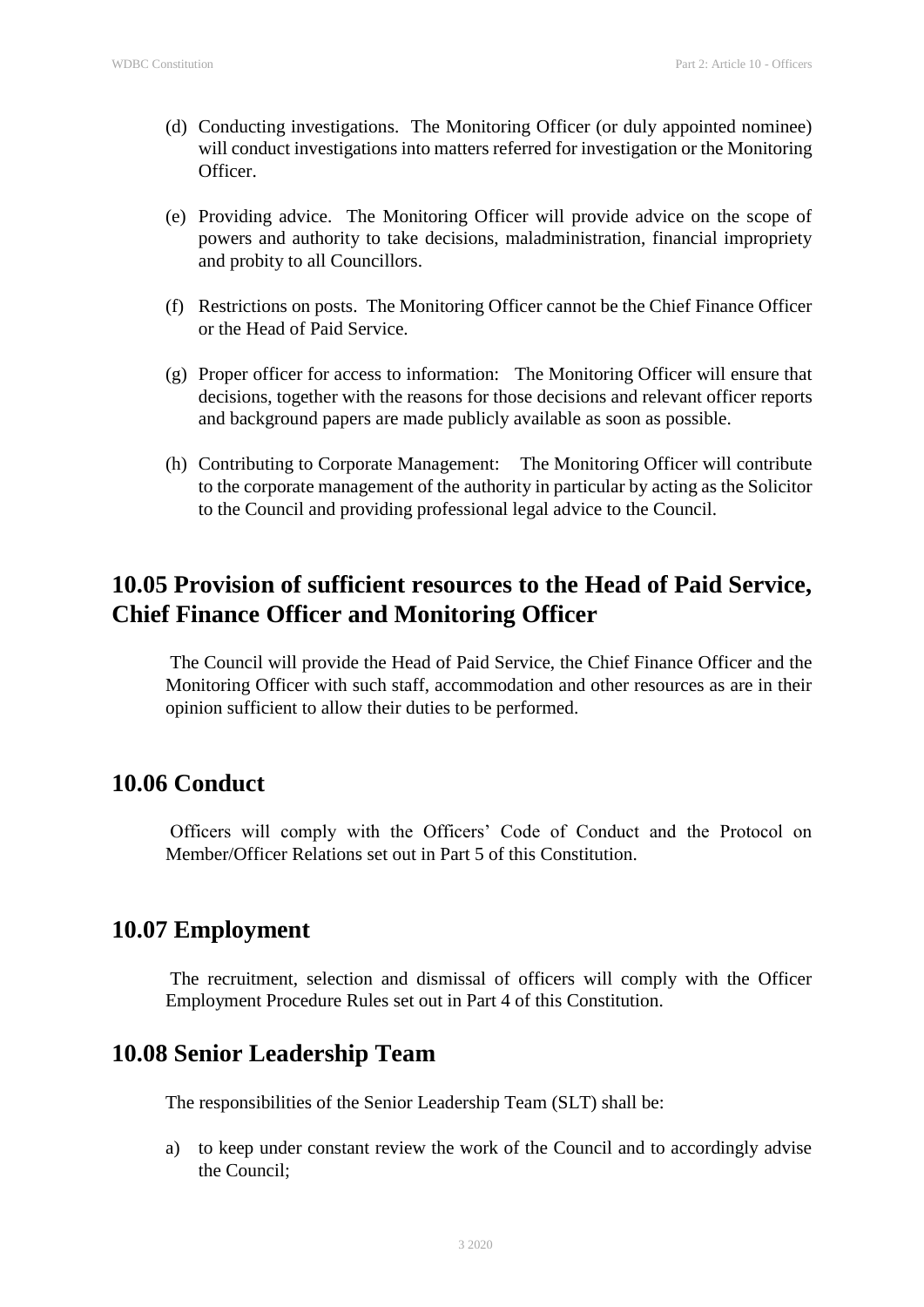(d) Conducting investigations. The Monitoring Officer (or duly appointed nominee) will conduct investigations into matters referred for investigation or the Monitoring Officer.

(e) Providing advice. The Monitoring Officer will provide advice on the scope of powers and authority to take decisions, maladministration, financial impropriety and probity to all Councillors.

(f) Restrictions on posts. The Monitoring Officer cannot be the Chief Finance Officer or the Head of Paid Service.

(g) Proper officer for access to information: The Monitoring Officer will ensure that decisions, together with the reasons for those decisions and relevant officer reports and background papers are made publicly available as soon as possible.

(h) Contributing to Corporate Management: The Monitoring Officer will contribute to the corporate management of the authority in particular by acting as the Solicitor to the Council and providing professional legal advice to the Council.

## 10.05 Provision of sufficient resources to the Head of Paid Service, Chief Finance Officer and Monitoring Officer

The Council will provide the Head of Paid Service, the Chief Finance Officer and the Monitoring Officer with such staff, accommodation and other resources as are in their opinion sufficient to allow their duties to be performed.

## 10.06 Conduct

Officers will comply with the Officers' Code of Conduct and the Protocol on Member/Officer Relations set out in Part 5 of this Constitution.

## 10.07 Employment

The recruitment, selection and dismissal of officers will comply with the Officer Employment Procedure Rules set out in Part 4 of this Constitution.

## 10.08 Senior Leadership Team

The responsibilities of the Senior Leadership Team (SLT) shall be:

a) to keep under constant review the work of the Council and to accordingly advise the Council;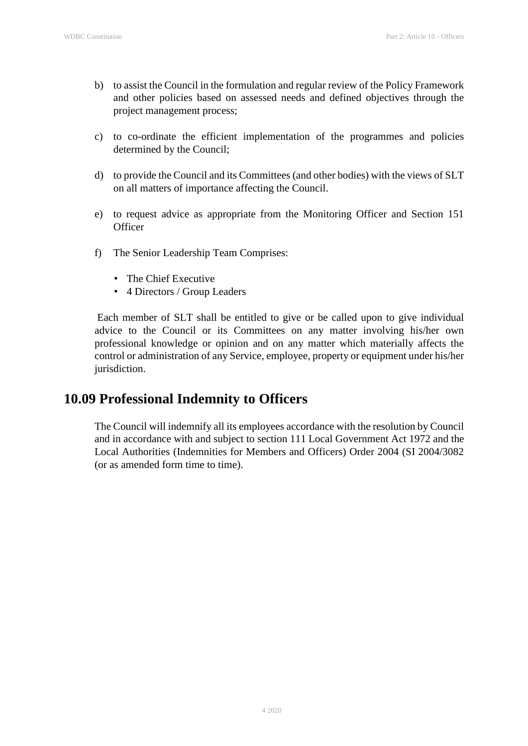b) to assist the Council in the formulation and regular review of the Policy Framework and other policies based on assessed needs and defined objectives through the project management process;

c) to co-ordinate the efficient implementation of the programmes and policies determined by the Council;

d) to provide the Council and its Committees (and other bodies) with the views of SLT on all matters of importance affecting the Council.

e) to request advice as appropriate from the Monitoring Officer and Section 151 Officer

f) The Senior Leadership Team Comprises:

   - The Chief Executive
   - 4 Directors / Group Leaders

Each member of SLT shall be entitled to give or be called upon to give individual advice to the Council or its Committees on any matter involving his/her own professional knowledge or opinion and on any matter which materially affects the control or administration of any Service, employee, property or equipment under his/her jurisdiction.

## 10.09 Professional Indemnity to Officers

The Council will indemnify all its employees accordance with the resolution by Council and in accordance with and subject to section 111 Local Government Act 1972 and the Local Authorities (Indemnities for Members and Officers) Order 2004 (SI 2004/3082 (or as amended form time to time).